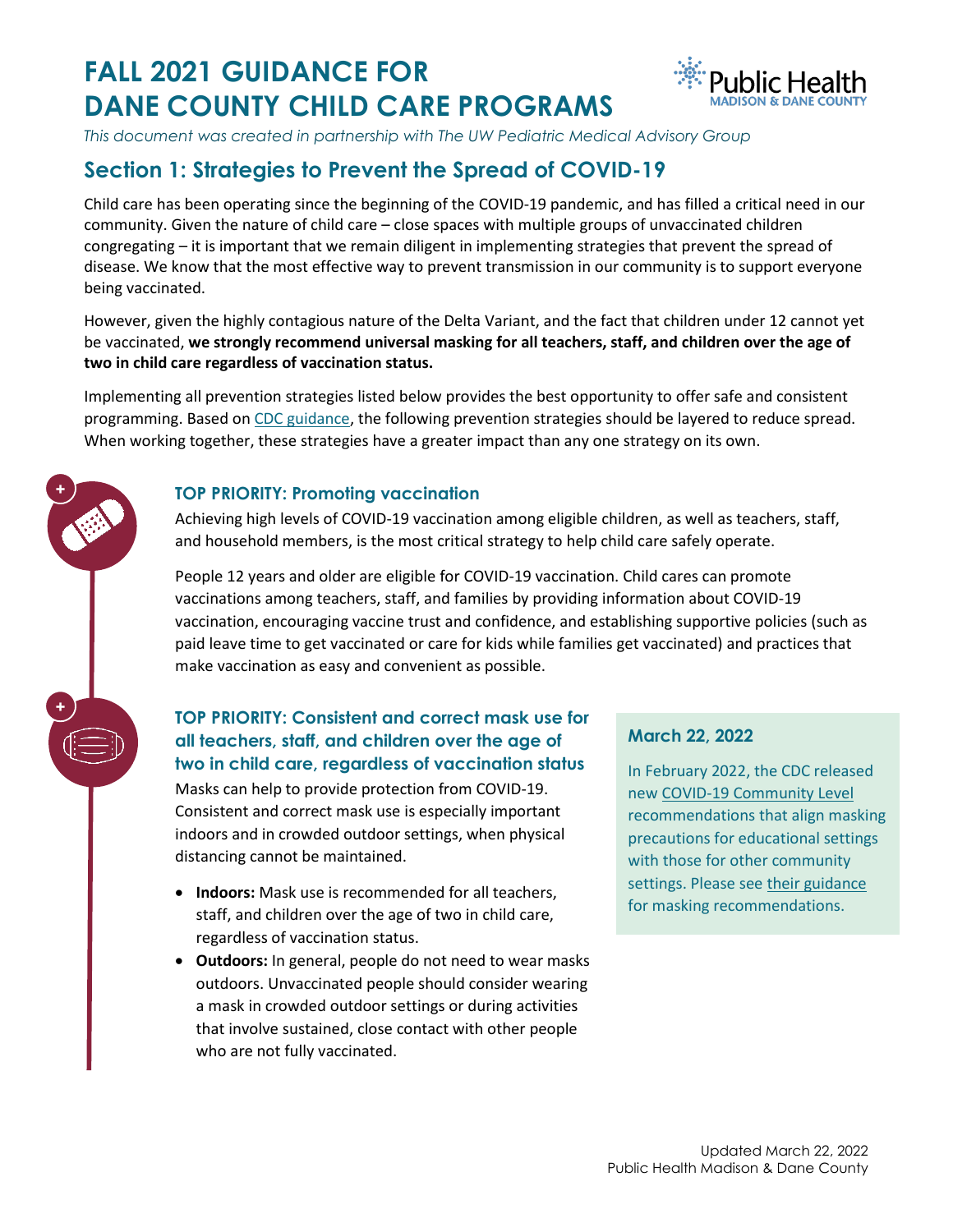# FALL 2021 GUIDANCE FOR DANE COUNTY CHILD CARE PROGRAMS

Public Health MADISON & DANE COUNTY

*This document was created in partnership with The UW Pediatric Medical Advisory Group*

## Section 1: Strategies to Prevent the Spread of COVID-19

Child care has been operating since the beginning of the COVID-19 pandemic, and has filled a critical need in our community. Given the nature of child care – close spaces with multiple groups of unvaccinated children congregating – it is important that we remain diligent in implementing strategies that prevent the spread of disease. We know that the most effective way to prevent transmission in our community is to support everyone being vaccinated.

However, given the highly contagious nature of the Delta Variant, and the fact that children under 12 cannot yet be vaccinated, **we strongly recommend universal masking for all teachers, staff, and children over the age of two in child care regardless of vaccination status.**

Implementing all prevention strategies listed below provides the best opportunity to offer safe and consistent programming. Based on CDC guidance, the following prevention strategies should be layered to reduce spread. When working together, these strategies have a greater impact than any one strategy on its own.

### TOP PRIORITY: Promoting vaccination

Achieving high levels of COVID-19 vaccination among eligible children, as well as teachers, staff, and household members, is the most critical strategy to help child care safely operate.

People 12 years and older are eligible for COVID-19 vaccination. Child cares can promote vaccinations among teachers, staff, and families by providing information about COVID-19 vaccination, encouraging vaccine trust and confidence, and establishing supportive policies (such as paid leave time to get vaccinated or care for kids while families get vaccinated) and practices that make vaccination as easy and convenient as possible.

### TOP PRIORITY: Consistent and correct mask use for all teachers, staff, and children over the age of two in child care, regardless of vaccination status

Masks can help to provide protection from COVID-19. Consistent and correct mask use is especially important indoors and in crowded outdoor settings, when physical distancing cannot be maintained.

- **Indoors:** Mask use is recommended for all teachers, staff, and children over the age of two in child care, regardless of vaccination status.
- **Outdoors:** In general, people do not need to wear masks outdoors. Unvaccinated people should consider wearing a mask in crowded outdoor settings or during activities that involve sustained, close contact with other people who are not fully vaccinated.

**March 22, 2022**

In February 2022, the CDC released new COVID-19 Community Level recommendations that align masking precautions for educational settings with those for other community settings. Please see their guidance for masking recommendations.

Updated March 22, 2022
Public Health Madison & Dane County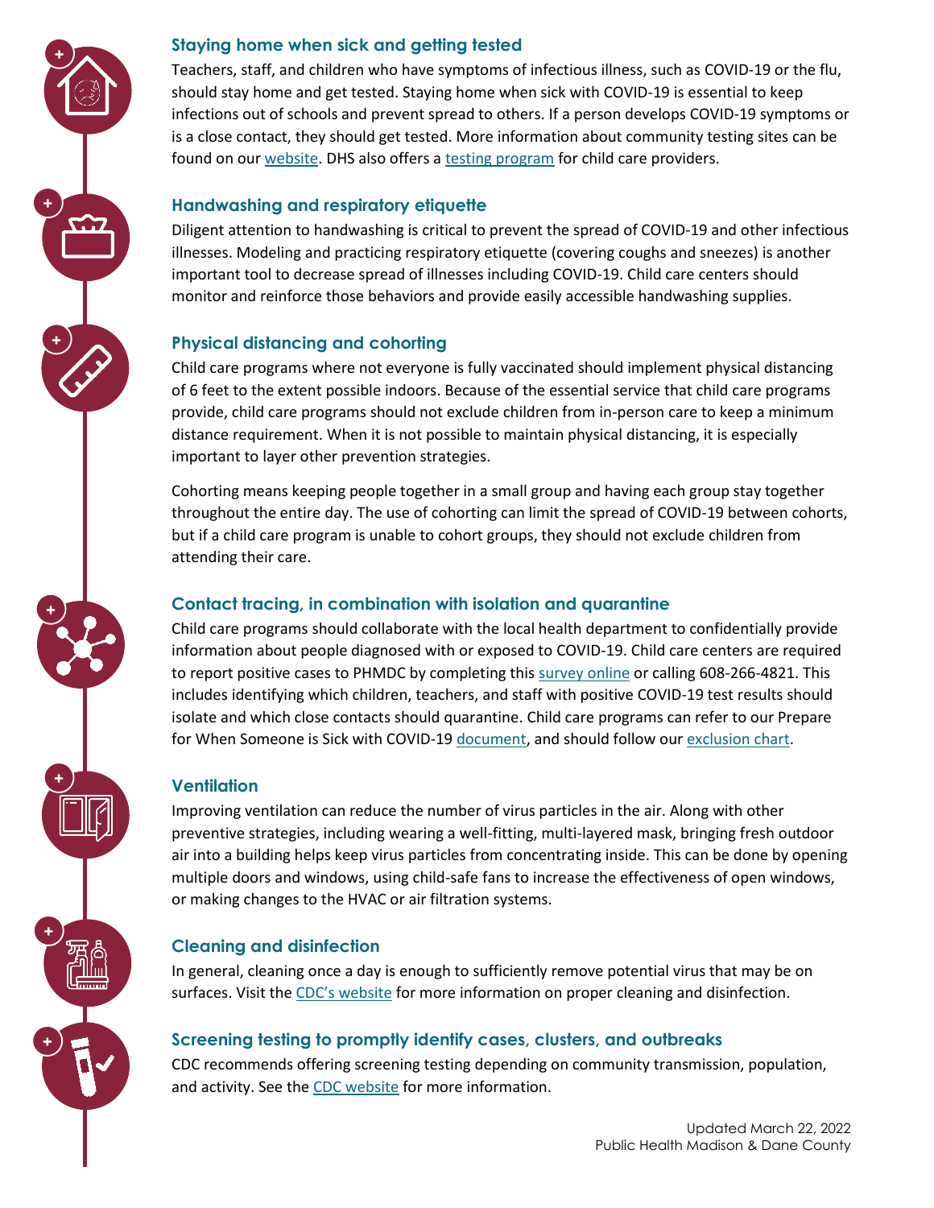### Staying home when sick and getting tested

Teachers, staff, and children who have symptoms of infectious illness, such as COVID-19 or the flu, should stay home and get tested. Staying home when sick with COVID-19 is essential to keep infections out of schools and prevent spread to others. If a person develops COVID-19 symptoms or is a close contact, they should get tested. More information about community testing sites can be found on our website. DHS also offers a testing program for child care providers.

### Handwashing and respiratory etiquette

Diligent attention to handwashing is critical to prevent the spread of COVID-19 and other infectious illnesses. Modeling and practicing respiratory etiquette (covering coughs and sneezes) is another important tool to decrease spread of illnesses including COVID-19. Child care centers should monitor and reinforce those behaviors and provide easily accessible handwashing supplies.

### Physical distancing and cohorting

Child care programs where not everyone is fully vaccinated should implement physical distancing of 6 feet to the extent possible indoors. Because of the essential service that child care programs provide, child care programs should not exclude children from in-person care to keep a minimum distance requirement. When it is not possible to maintain physical distancing, it is especially important to layer other prevention strategies.

Cohorting means keeping people together in a small group and having each group stay together throughout the entire day. The use of cohorting can limit the spread of COVID-19 between cohorts, but if a child care program is unable to cohort groups, they should not exclude children from attending their care.

### Contact tracing, in combination with isolation and quarantine

Child care programs should collaborate with the local health department to confidentially provide information about people diagnosed with or exposed to COVID-19. Child care centers are required to report positive cases to PHMDC by completing this survey online or calling 608-266-4821. This includes identifying which children, teachers, and staff with positive COVID-19 test results should isolate and which close contacts should quarantine. Child care programs can refer to our Prepare for When Someone is Sick with COVID-19 document, and should follow our exclusion chart.

### Ventilation

Improving ventilation can reduce the number of virus particles in the air. Along with other preventive strategies, including wearing a well-fitting, multi-layered mask, bringing fresh outdoor air into a building helps keep virus particles from concentrating inside. This can be done by opening multiple doors and windows, using child-safe fans to increase the effectiveness of open windows, or making changes to the HVAC or air filtration systems.

### Cleaning and disinfection

In general, cleaning once a day is enough to sufficiently remove potential virus that may be on surfaces. Visit the CDC's website for more information on proper cleaning and disinfection.

### Screening testing to promptly identify cases, clusters, and outbreaks

CDC recommends offering screening testing depending on community transmission, population, and activity. See the CDC website for more information.

Updated March 22, 2022
Public Health Madison & Dane County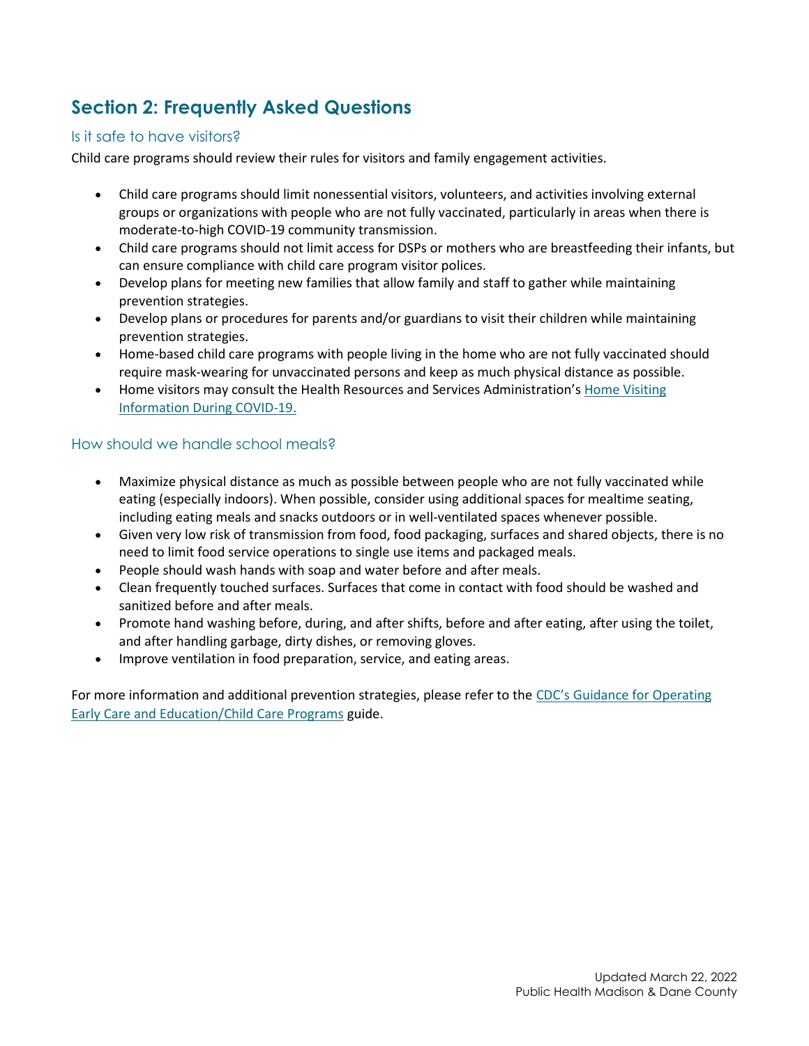## Section 2: Frequently Asked Questions

### Is it safe to have visitors?

Child care programs should review their rules for visitors and family engagement activities.

- Child care programs should limit nonessential visitors, volunteers, and activities involving external groups or organizations with people who are not fully vaccinated, particularly in areas when there is moderate-to-high COVID-19 community transmission.
- Child care programs should not limit access for DSPs or mothers who are breastfeeding their infants, but can ensure compliance with child care program visitor polices.
- Develop plans for meeting new families that allow family and staff to gather while maintaining prevention strategies.
- Develop plans or procedures for parents and/or guardians to visit their children while maintaining prevention strategies.
- Home-based child care programs with people living in the home who are not fully vaccinated should require mask-wearing for unvaccinated persons and keep as much physical distance as possible.
- Home visitors may consult the Health Resources and Services Administration's Home Visiting Information During COVID-19.

### How should we handle school meals?

- Maximize physical distance as much as possible between people who are not fully vaccinated while eating (especially indoors). When possible, consider using additional spaces for mealtime seating, including eating meals and snacks outdoors or in well-ventilated spaces whenever possible.
- Given very low risk of transmission from food, food packaging, surfaces and shared objects, there is no need to limit food service operations to single use items and packaged meals.
- People should wash hands with soap and water before and after meals.
- Clean frequently touched surfaces. Surfaces that come in contact with food should be washed and sanitized before and after meals.
- Promote hand washing before, during, and after shifts, before and after eating, after using the toilet, and after handling garbage, dirty dishes, or removing gloves.
- Improve ventilation in food preparation, service, and eating areas.

For more information and additional prevention strategies, please refer to the CDC's Guidance for Operating Early Care and Education/Child Care Programs guide.

Updated March 22, 2022
Public Health Madison & Dane County